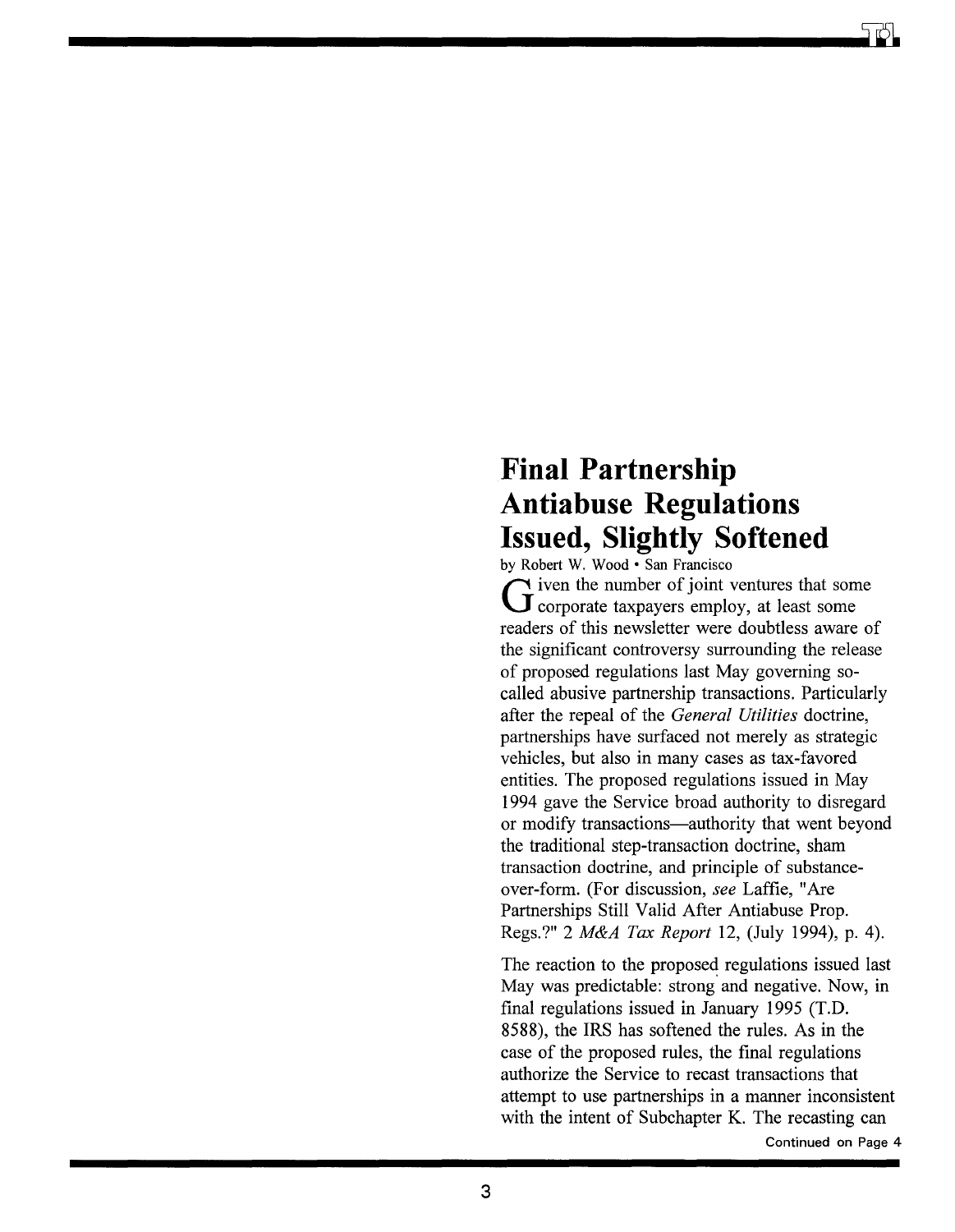# Final Partnership Antiabuse Regulations Issued, Slightly Softened

by Robert W. Wood • San Francisco

Given the number of joint ventures that some corporate taxpayers employ, at least some readers of this newsletter were doubtless aware of the significant controversy surrounding the release of proposed regulations last May governing so-called abusive partnership transactions. Particularly after the repeal of the *General Utilities* doctrine, partnerships have surfaced not merely as strategic vehicles, but also in many cases as tax-favored entities. The proposed regulations issued in May 1994 gave the Service broad authority to disregard or modify transactions—authority that went beyond the traditional step-transaction doctrine, sham transaction doctrine, and principle of substance-over-form. (For discussion, *see* Laffie, "Are Partnerships Still Valid After Antiabuse Prop. Regs.?" 2 *M&A Tax Report* 12, (July 1994), p. 4).

The reaction to the proposed regulations issued last May was predictable: strong and negative. Now, in final regulations issued in January 1995 (T.D. 8588), the IRS has softened the rules. As in the case of the proposed rules, the final regulations authorize the Service to recast transactions that attempt to use partnerships in a manner inconsistent with the intent of Subchapter K. The recasting can

Continued on Page 4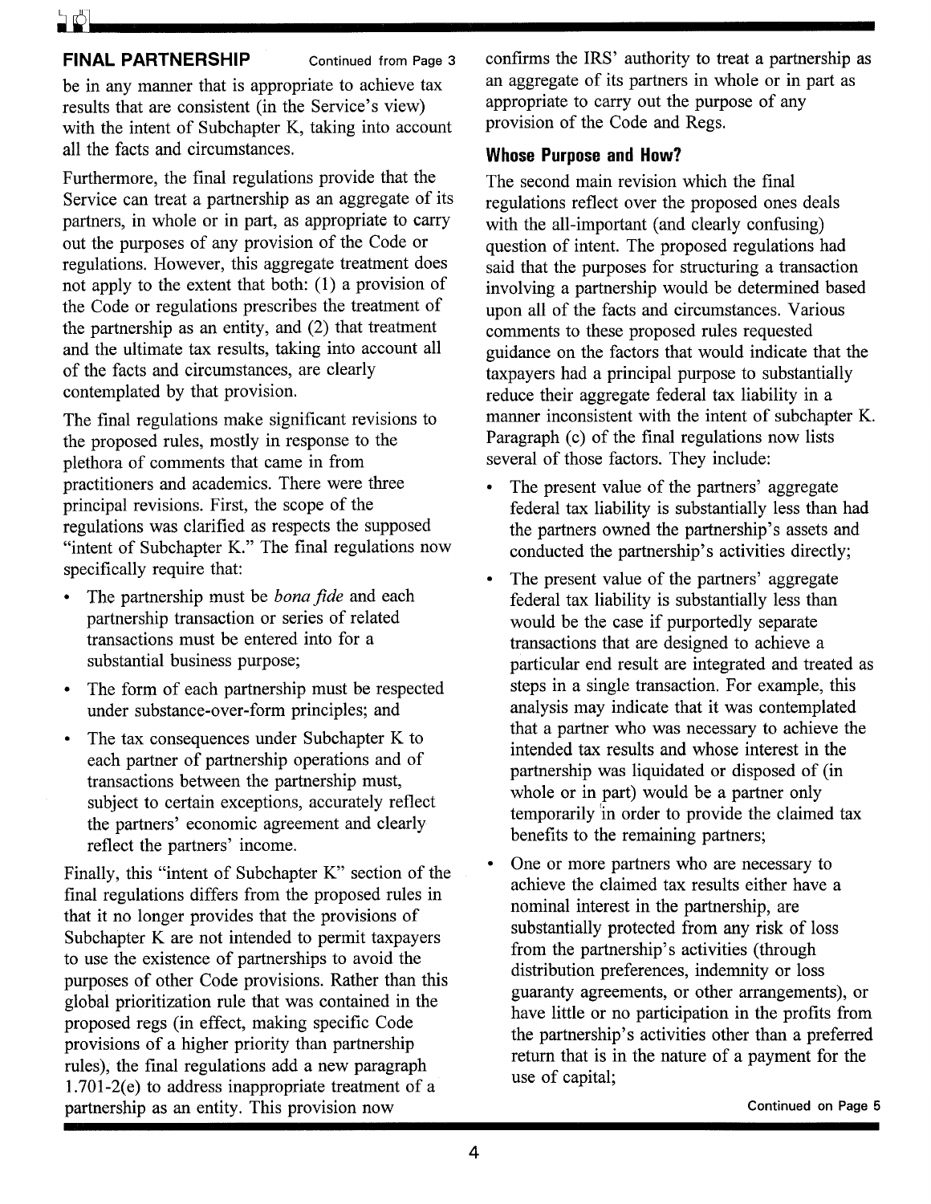**FINAL PARTNERSHIP** Continued from Page 3

be in any manner that is appropriate to achieve tax results that are consistent (in the Service's view) with the intent of Subchapter K, taking into account all the facts and circumstances.

Furthermore, the final regulations provide that the Service can treat a partnership as an aggregate of its partners, in whole or in part, as appropriate to carry out the purposes of any provision of the Code or regulations. However, this aggregate treatment does not apply to the extent that both: (1) a provision of the Code or regulations prescribes the treatment of the partnership as an entity, and (2) that treatment and the ultimate tax results, taking into account all of the facts and circumstances, are clearly contemplated by that provision.

The final regulations make significant revisions to the proposed rules, mostly in response to the plethora of comments that came in from practitioners and academics. There were three principal revisions. First, the scope of the regulations was clarified as respects the supposed "intent of Subchapter K." The final regulations now specifically require that:

- The partnership must be *bona fide* and each partnership transaction or series of related transactions must be entered into for a substantial business purpose;
- The form of each partnership must be respected under substance-over-form principles; and
- The tax consequences under Subchapter K to each partner of partnership operations and of transactions between the partnership must, subject to certain exceptions, accurately reflect the partners' economic agreement and clearly reflect the partners' income.

Finally, this "intent of Subchapter K" section of the final regulations differs from the proposed rules in that it no longer provides that the provisions of Subchapter K are not intended to permit taxpayers to use the existence of partnerships to avoid the purposes of other Code provisions. Rather than this global prioritization rule that was contained in the proposed regs (in effect, making specific Code provisions of a higher priority than partnership rules), the final regulations add a new paragraph 1.701-2(e) to address inappropriate treatment of a partnership as an entity. This provision now confirms the IRS' authority to treat a partnership as an aggregate of its partners in whole or in part as appropriate to carry out the purpose of any provision of the Code and Regs.

### Whose Purpose and How?

The second main revision which the final regulations reflect over the proposed ones deals with the all-important (and clearly confusing) question of intent. The proposed regulations had said that the purposes for structuring a transaction involving a partnership would be determined based upon all of the facts and circumstances. Various comments to these proposed rules requested guidance on the factors that would indicate that the taxpayers had a principal purpose to substantially reduce their aggregate federal tax liability in a manner inconsistent with the intent of subchapter K. Paragraph (c) of the final regulations now lists several of those factors. They include:

- The present value of the partners' aggregate federal tax liability is substantially less than had the partners owned the partnership's assets and conducted the partnership's activities directly;
- The present value of the partners' aggregate federal tax liability is substantially less than would be the case if purportedly separate transactions that are designed to achieve a particular end result are integrated and treated as steps in a single transaction. For example, this analysis may indicate that it was contemplated that a partner who was necessary to achieve the intended tax results and whose interest in the partnership was liquidated or disposed of (in whole or in part) would be a partner only temporarily in order to provide the claimed tax benefits to the remaining partners;
- One or more partners who are necessary to achieve the claimed tax results either have a nominal interest in the partnership, are substantially protected from any risk of loss from the partnership's activities (through distribution preferences, indemnity or loss guaranty agreements, or other arrangements), or have little or no participation in the profits from the partnership's activities other than a preferred return that is in the nature of a payment for the use of capital;

Continued on Page 5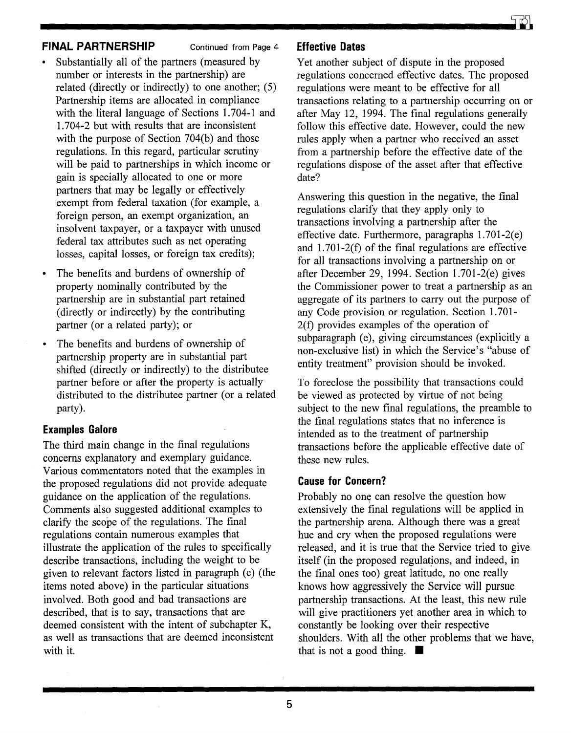**FINAL PARTNERSHIP** Continued from Page 4

- Substantially all of the partners (measured by number or interests in the partnership) are related (directly or indirectly) to one another; (5) Partnership items are allocated in compliance with the literal language of Sections 1.704-1 and 1.704-2 but with results that are inconsistent with the purpose of Section 704(b) and those regulations. In this regard, particular scrutiny will be paid to partnerships in which income or gain is specially allocated to one or more partners that may be legally or effectively exempt from federal taxation (for example, a foreign person, an exempt organization, an insolvent taxpayer, or a taxpayer with unused federal tax attributes such as net operating losses, capital losses, or foreign tax credits);
- The benefits and burdens of ownership of property nominally contributed by the partnership are in substantial part retained (directly or indirectly) by the contributing partner (or a related party); or
- The benefits and burdens of ownership of partnership property are in substantial part shifted (directly or indirectly) to the distributee partner before or after the property is actually distributed to the distributee partner (or a related party).

## Examples Galore

The third main change in the final regulations concerns explanatory and exemplary guidance. Various commentators noted that the examples in the proposed regulations did not provide adequate guidance on the application of the regulations. Comments also suggested additional examples to clarify the scope of the regulations. The final regulations contain numerous examples that illustrate the application of the rules to specifically describe transactions, including the weight to be given to relevant factors listed in paragraph (c) (the items noted above) in the particular situations involved. Both good and bad transactions are described, that is to say, transactions that are deemed consistent with the intent of subchapter K, as well as transactions that are deemed inconsistent with it.

## Effective Dates

Yet another subject of dispute in the proposed regulations concerned effective dates. The proposed regulations were meant to be effective for all transactions relating to a partnership occurring on or after May 12, 1994. The final regulations generally follow this effective date. However, could the new rules apply when a partner who received an asset from a partnership before the effective date of the regulations dispose of the asset after that effective date?

Answering this question in the negative, the final regulations clarify that they apply only to transactions involving a partnership after the effective date. Furthermore, paragraphs 1.701-2(e) and 1.701-2(f) of the final regulations are effective for all transactions involving a partnership on or after December 29, 1994. Section 1.701-2(e) gives the Commissioner power to treat a partnership as an aggregate of its partners to carry out the purpose of any Code provision or regulation. Section 1.701-2(f) provides examples of the operation of subparagraph (e), giving circumstances (explicitly a non-exclusive list) in which the Service's "abuse of entity treatment" provision should be invoked.

To foreclose the possibility that transactions could be viewed as protected by virtue of not being subject to the new final regulations, the preamble to the final regulations states that no inference is intended as to the treatment of partnership transactions before the applicable effective date of these new rules.

## Cause for Concern?

Probably no one can resolve the question how extensively the final regulations will be applied in the partnership arena. Although there was a great hue and cry when the proposed regulations were released, and it is true that the Service tried to give itself (in the proposed regulations, and indeed, in the final ones too) great latitude, no one really knows how aggressively the Service will pursue partnership transactions. At the least, this new rule will give practitioners yet another area in which to constantly be looking over their respective shoulders. With all the other problems that we have, that is not a good thing. ■